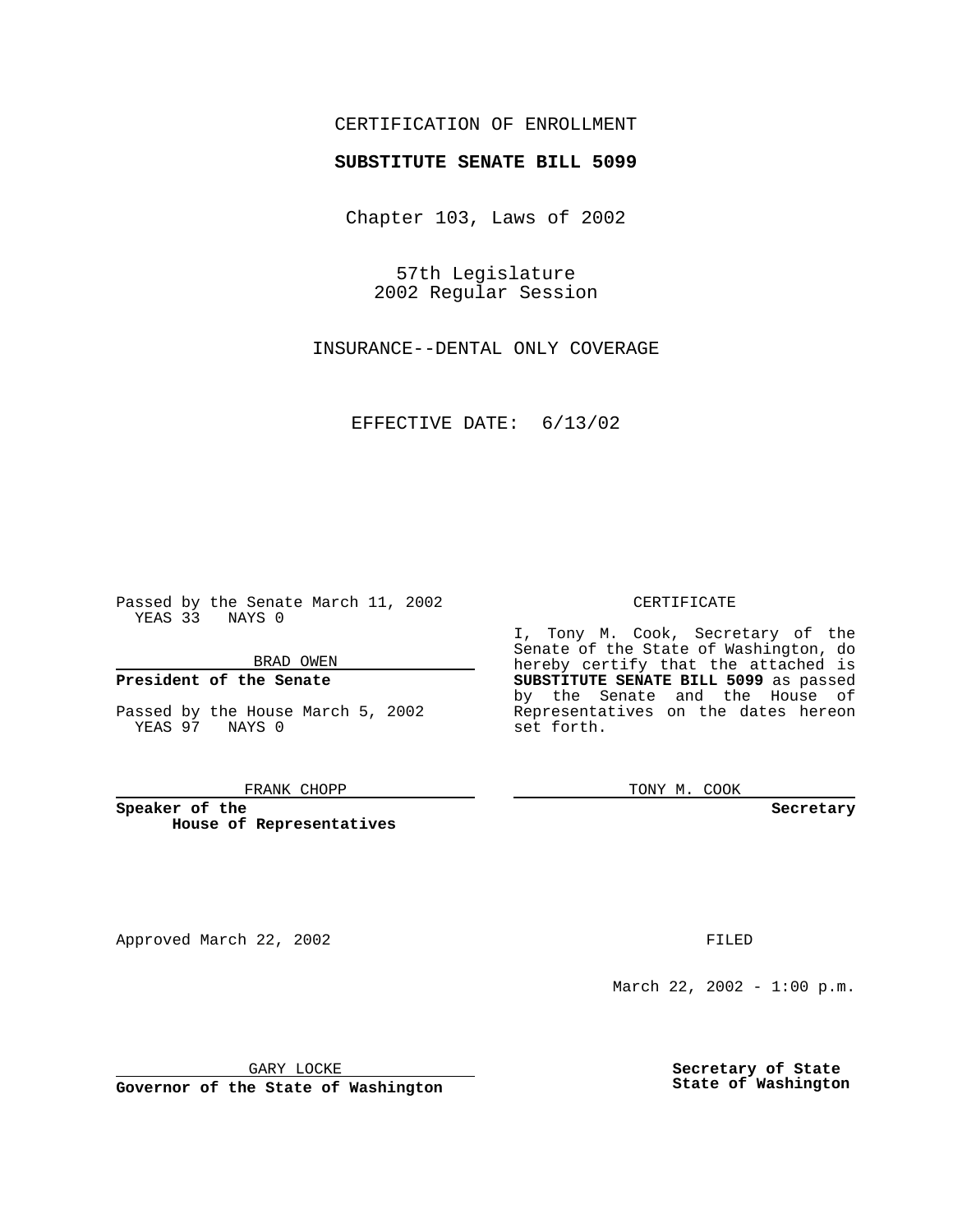CERTIFICATION OF ENROLLMENT

**SUBSTITUTE SENATE BILL 5099**

Chapter 103, Laws of 2002

57th Legislature
2002 Regular Session

INSURANCE--DENTAL ONLY COVERAGE

EFFECTIVE DATE: 6/13/02

Passed by the Senate March 11, 2002
YEAS 33 NAYS 0

BRAD OWEN

**President of the Senate**

Passed by the House March 5, 2002
YEAS 97 NAYS 0

FRANK CHOPP

**Speaker of the House of Representatives**

CERTIFICATE

I, Tony M. Cook, Secretary of the Senate of the State of Washington, do hereby certify that the attached is **SUBSTITUTE SENATE BILL 5099** as passed by the Senate and the House of Representatives on the dates hereon set forth.

TONY M. COOK

**Secretary**

Approved March 22, 2002

GARY LOCKE

**Governor of the State of Washington**

FILED

March 22, 2002 - 1:00 p.m.

**Secretary of State**
**State of Washington**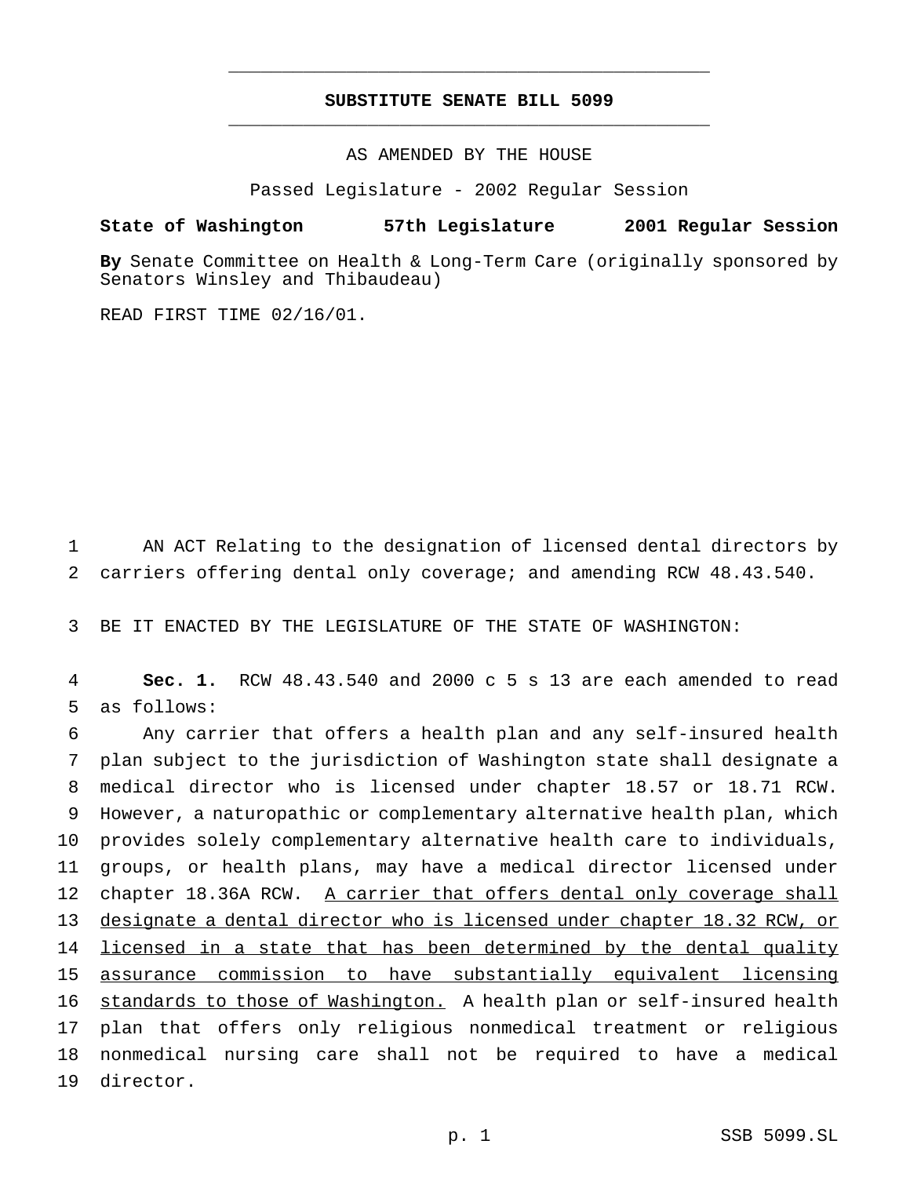# SUBSTITUTE SENATE BILL 5099

AS AMENDED BY THE HOUSE

Passed Legislature - 2002 Regular Session

**State of Washington 57th Legislature 2001 Regular Session**

**By** Senate Committee on Health & Long-Term Care (originally sponsored by Senators Winsley and Thibaudeau)

READ FIRST TIME 02/16/01.

AN ACT Relating to the designation of licensed dental directors by carriers offering dental only coverage; and amending RCW 48.43.540.

BE IT ENACTED BY THE LEGISLATURE OF THE STATE OF WASHINGTON:

**Sec. 1.** RCW 48.43.540 and 2000 c 5 s 13 are each amended to read as follows:

Any carrier that offers a health plan and any self-insured health plan subject to the jurisdiction of Washington state shall designate a medical director who is licensed under chapter 18.57 or 18.71 RCW. However, a naturopathic or complementary alternative health plan, which provides solely complementary alternative health care to individuals, groups, or health plans, may have a medical director licensed under chapter 18.36A RCW. <u>A carrier that offers dental only coverage shall designate a dental director who is licensed under chapter 18.32 RCW, or licensed in a state that has been determined by the dental quality assurance commission to have substantially equivalent licensing standards to those of Washington.</u> A health plan or self-insured health plan that offers only religious nonmedical treatment or religious nonmedical nursing care shall not be required to have a medical director.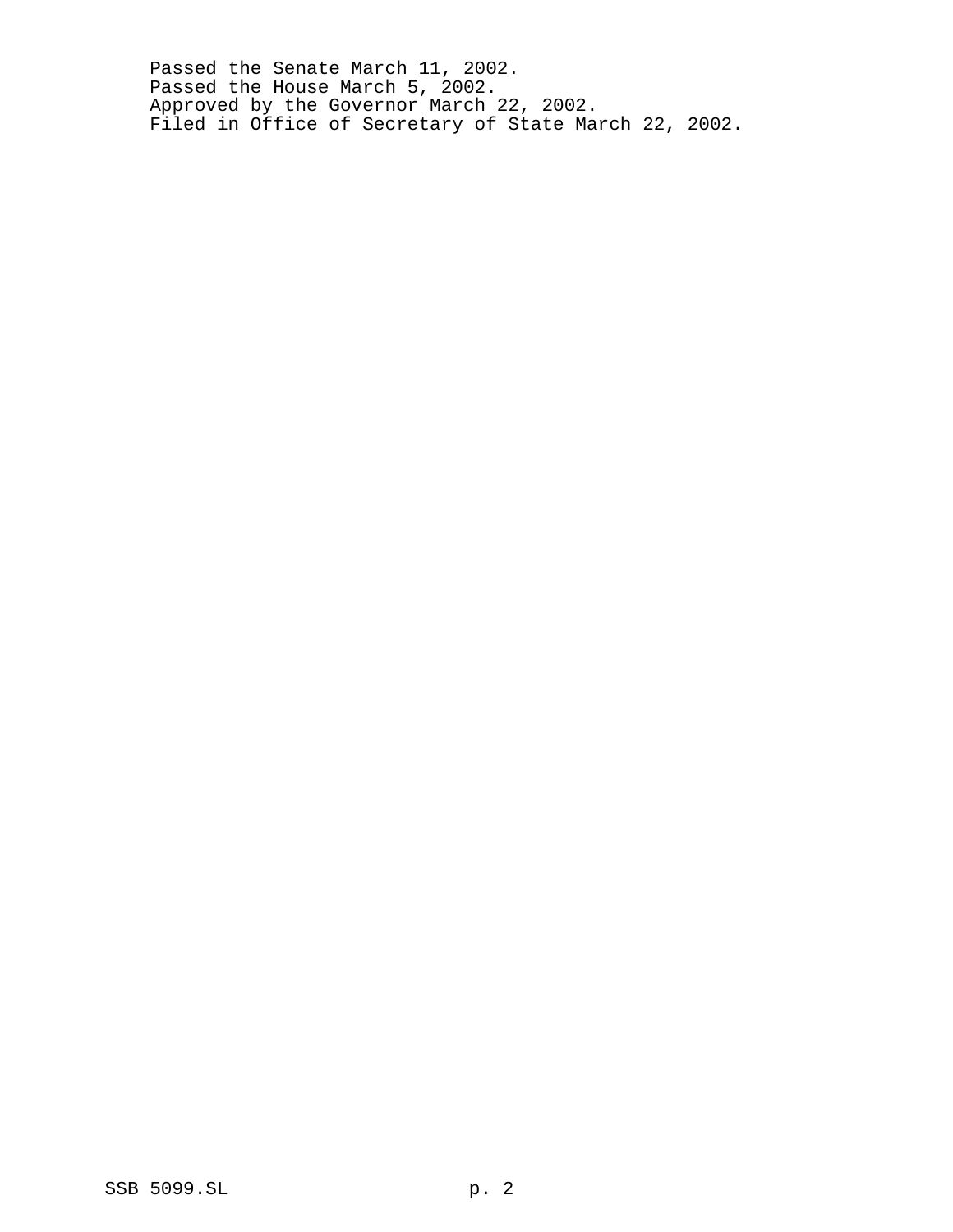Passed the Senate March 11, 2002.
Passed the House March 5, 2002.
Approved by the Governor March 22, 2002.
Filed in Office of Secretary of State March 22, 2002.